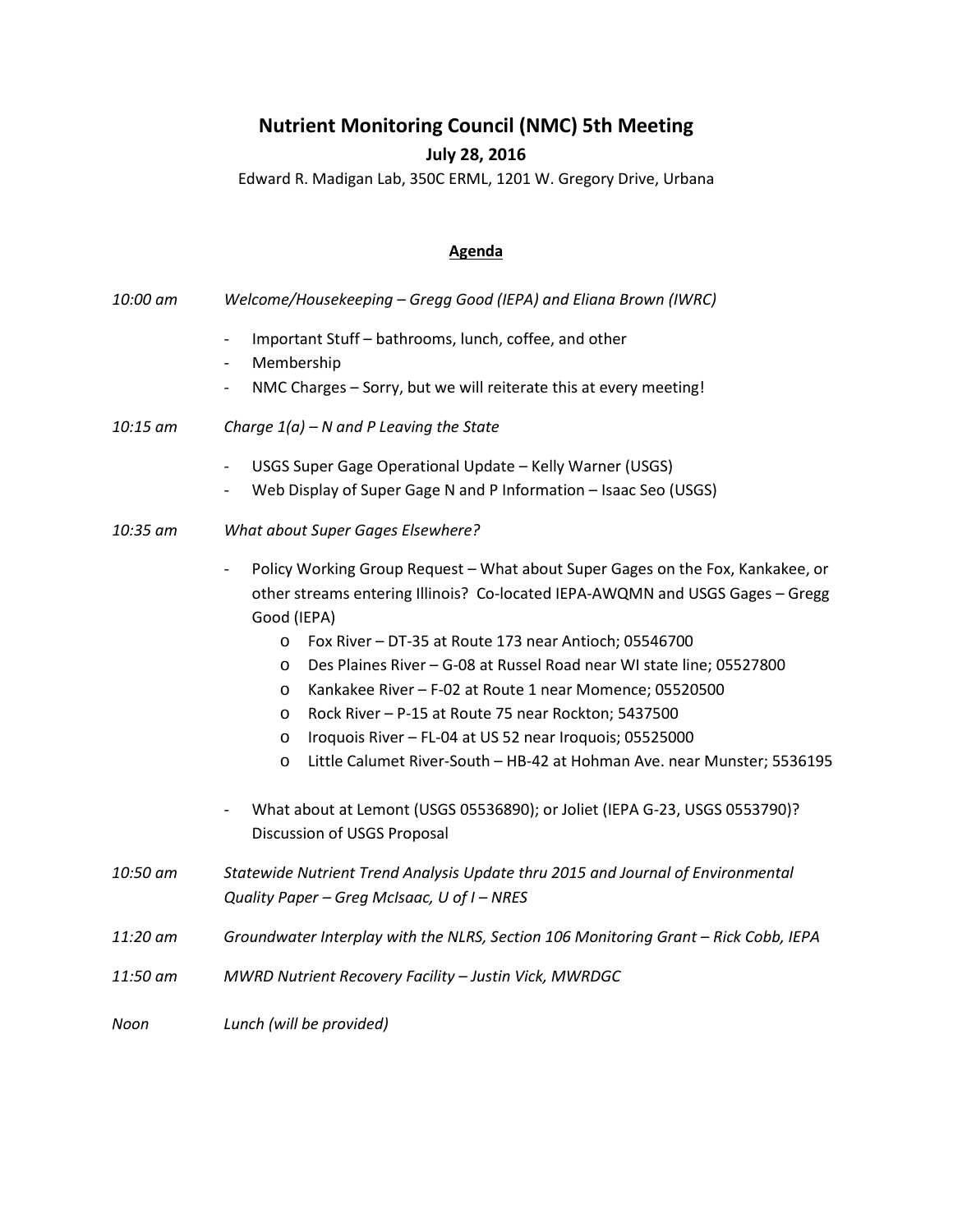# Nutrient Monitoring Council (NMC) 5th Meeting

**July 28, 2016**

Edward R. Madigan Lab, 350C ERML, 1201 W. Gregory Drive, Urbana

## Agenda

*10:00 am* *Welcome/Housekeeping – Gregg Good (IEPA) and Eliana Brown (IWRC)*

- Important Stuff – bathrooms, lunch, coffee, and other
- Membership
- NMC Charges – Sorry, but we will reiterate this at every meeting!

*10:15 am* *Charge 1(a) – N and P Leaving the State*

- USGS Super Gage Operational Update – Kelly Warner (USGS)
- Web Display of Super Gage N and P Information – Isaac Seo (USGS)

*10:35 am* *What about Super Gages Elsewhere?*

- Policy Working Group Request – What about Super Gages on the Fox, Kankakee, or other streams entering Illinois? Co-located IEPA-AWQMN and USGS Gages – Gregg Good (IEPA)
  - Fox River – DT-35 at Route 173 near Antioch; 05546700
  - Des Plaines River – G-08 at Russel Road near WI state line; 05527800
  - Kankakee River – F-02 at Route 1 near Momence; 05520500
  - Rock River – P-15 at Route 75 near Rockton; 5437500
  - Iroquois River – FL-04 at US 52 near Iroquois; 05525000
  - Little Calumet River-South – HB-42 at Hohman Ave. near Munster; 5536195
- What about at Lemont (USGS 05536890); or Joliet (IEPA G-23, USGS 0553790)? Discussion of USGS Proposal

*10:50 am* *Statewide Nutrient Trend Analysis Update thru 2015 and Journal of Environmental Quality Paper – Greg McIsaac, U of I – NRES*

*11:20 am* *Groundwater Interplay with the NLRS, Section 106 Monitoring Grant – Rick Cobb, IEPA*

*11:50 am* *MWRD Nutrient Recovery Facility – Justin Vick, MWRDGC*

*Noon* *Lunch (will be provided)*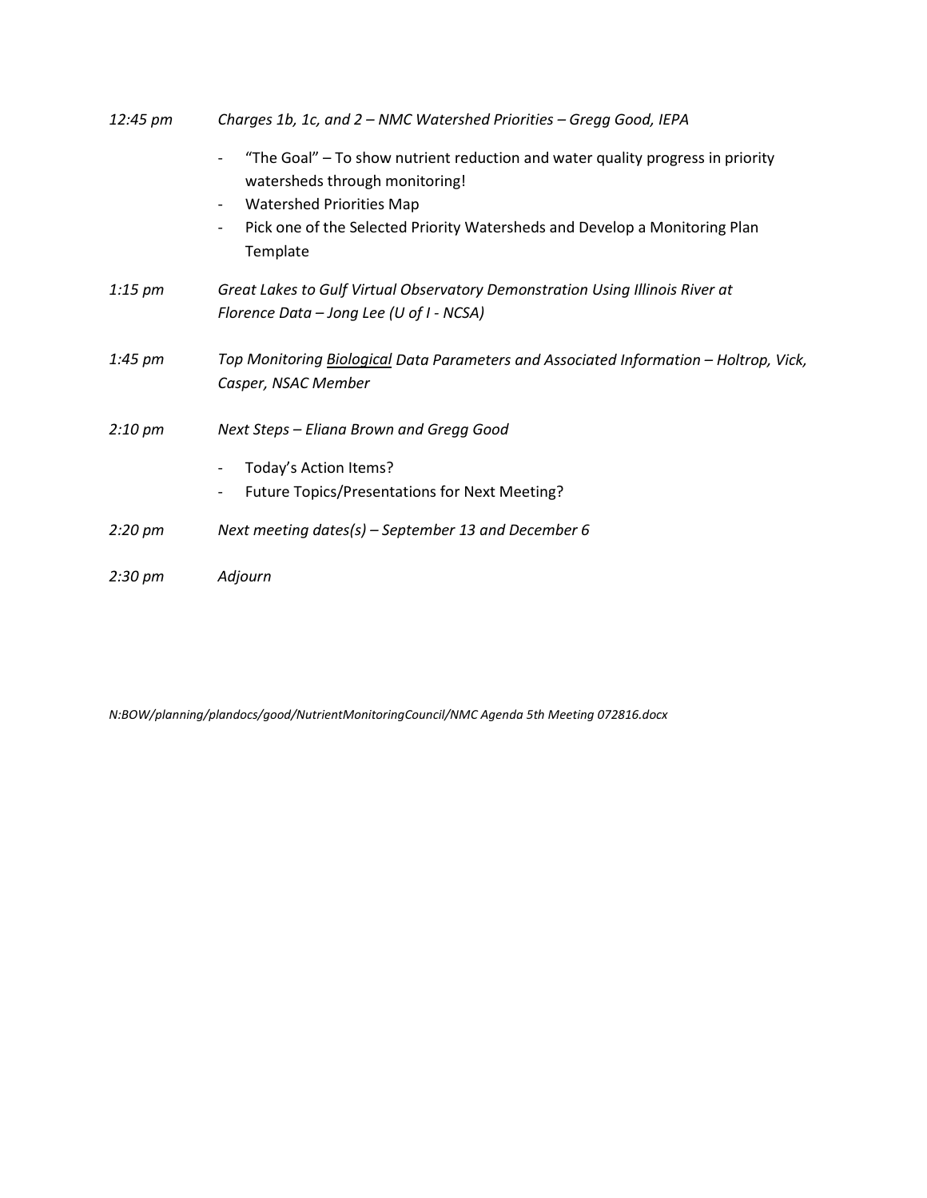*12:45 pm* *Charges 1b, 1c, and 2 – NMC Watershed Priorities – Gregg Good, IEPA*

- "The Goal" – To show nutrient reduction and water quality progress in priority watersheds through monitoring!
- Watershed Priorities Map
- Pick one of the Selected Priority Watersheds and Develop a Monitoring Plan Template

*1:15 pm* *Great Lakes to Gulf Virtual Observatory Demonstration Using Illinois River at Florence Data – Jong Lee (U of I - NCSA)*

*1:45 pm* *Top Monitoring <u>Biological</u> Data Parameters and Associated Information – Holtrop, Vick, Casper, NSAC Member*

*2:10 pm* *Next Steps – Eliana Brown and Gregg Good*

- Today's Action Items?
- Future Topics/Presentations for Next Meeting?

*2:20 pm* *Next meeting dates(s) – September 13 and December 6*

*2:30 pm* *Adjourn*

*N:BOW/planning/plandocs/good/NutrientMonitoringCouncil/NMC Agenda 5th Meeting 072816.docx*